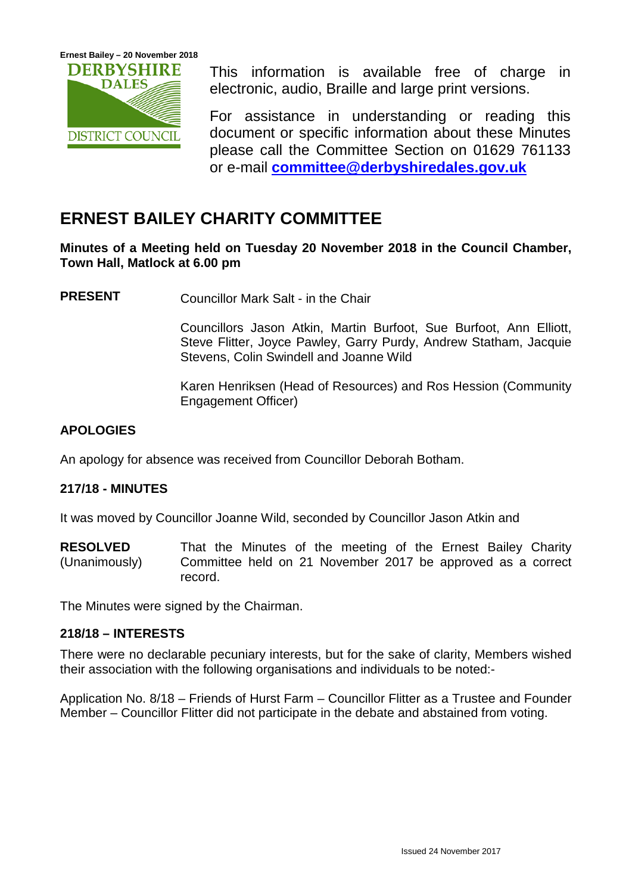This information is available free of charge in electronic, audio, Braille and large print versions.

For assistance in understanding or reading this document or specific information about these Minutes please call the Committee Section on 01629 761133 or e-mail **committee@derbyshiredales.gov.uk**

# ERNEST BAILEY CHARITY COMMITTEE

**Minutes of a Meeting held on Tuesday 20 November 2018 in the Council Chamber, Town Hall, Matlock at 6.00 pm**

**PRESENT** Councillor Mark Salt - in the Chair

Councillors Jason Atkin, Martin Burfoot, Sue Burfoot, Ann Elliott, Steve Flitter, Joyce Pawley, Garry Purdy, Andrew Statham, Jacquie Stevens, Colin Swindell and Joanne Wild

Karen Henriksen (Head of Resources) and Ros Hession (Community Engagement Officer)

### APOLOGIES

An apology for absence was received from Councillor Deborah Botham.

### 217/18 - MINUTES

It was moved by Councillor Joanne Wild, seconded by Councillor Jason Atkin and

**RESOLVED** (Unanimously) That the Minutes of the meeting of the Ernest Bailey Charity Committee held on 21 November 2017 be approved as a correct record.

The Minutes were signed by the Chairman.

### 218/18 – INTERESTS

There were no declarable pecuniary interests, but for the sake of clarity, Members wished their association with the following organisations and individuals to be noted:-

Application No. 8/18 – Friends of Hurst Farm – Councillor Flitter as a Trustee and Founder Member – Councillor Flitter did not participate in the debate and abstained from voting.

Issued 24 November 2017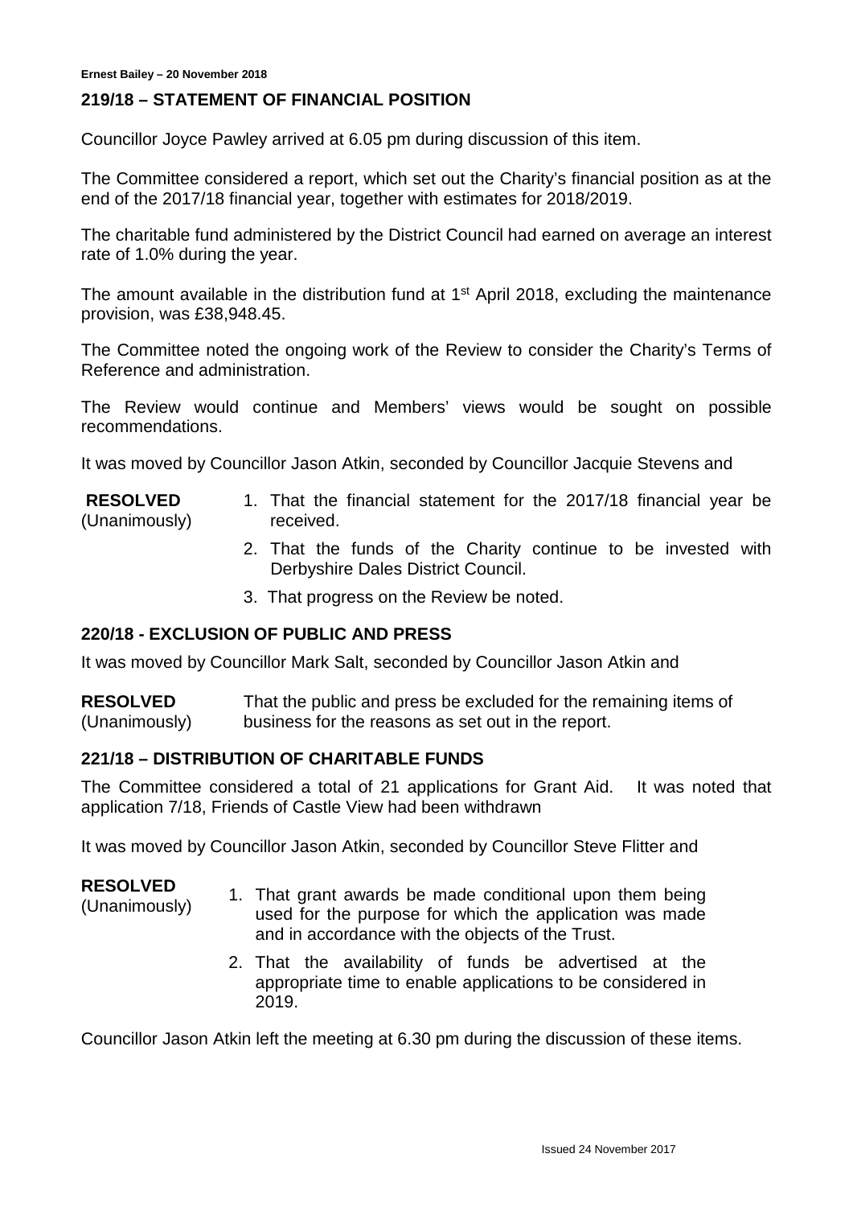## 219/18 – STATEMENT OF FINANCIAL POSITION

Councillor Joyce Pawley arrived at 6.05 pm during discussion of this item.

The Committee considered a report, which set out the Charity's financial position as at the end of the 2017/18 financial year, together with estimates for 2018/2019.

The charitable fund administered by the District Council had earned on average an interest rate of 1.0% during the year.

The amount available in the distribution fund at 1st April 2018, excluding the maintenance provision, was £38,948.45.

The Committee noted the ongoing work of the Review to consider the Charity's Terms of Reference and administration.

The Review would continue and Members' views would be sought on possible recommendations.

It was moved by Councillor Jason Atkin, seconded by Councillor Jacquie Stevens and

**RESOLVED** (Unanimously)

1. That the financial statement for the 2017/18 financial year be received.
2. That the funds of the Charity continue to be invested with Derbyshire Dales District Council.
3. That progress on the Review be noted.

## 220/18 - EXCLUSION OF PUBLIC AND PRESS

It was moved by Councillor Mark Salt, seconded by Councillor Jason Atkin and

**RESOLVED** (Unanimously) That the public and press be excluded for the remaining items of business for the reasons as set out in the report.

## 221/18 – DISTRIBUTION OF CHARITABLE FUNDS

The Committee considered a total of 21 applications for Grant Aid. It was noted that application 7/18, Friends of Castle View had been withdrawn

It was moved by Councillor Jason Atkin, seconded by Councillor Steve Flitter and

**RESOLVED** (Unanimously)

1. That grant awards be made conditional upon them being used for the purpose for which the application was made and in accordance with the objects of the Trust.
2. That the availability of funds be advertised at the appropriate time to enable applications to be considered in 2019.

Councillor Jason Atkin left the meeting at 6.30 pm during the discussion of these items.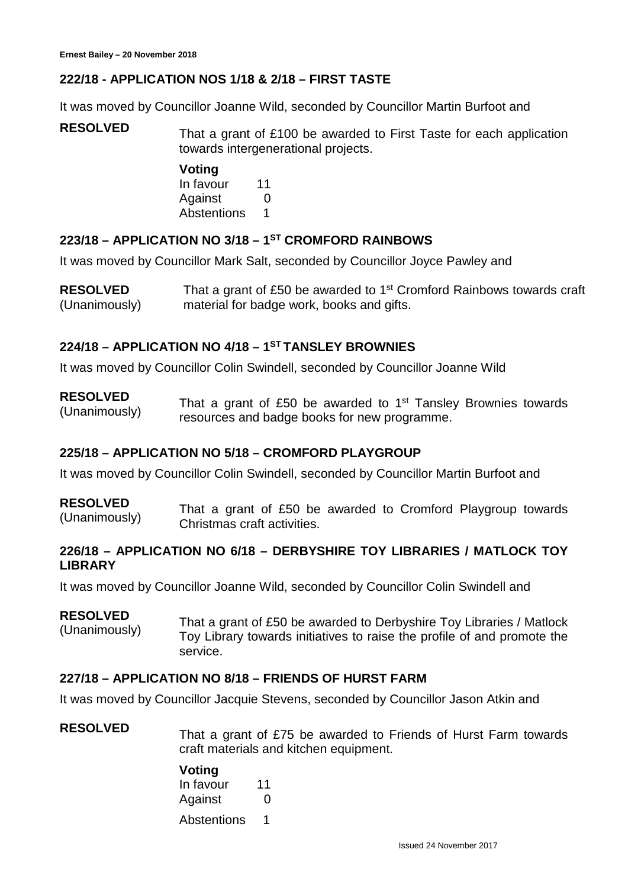## 222/18 - APPLICATION NOS 1/18 & 2/18 – FIRST TASTE

It was moved by Councillor Joanne Wild, seconded by Councillor Martin Burfoot and

**RESOLVED** That a grant of £100 be awarded to First Taste for each application towards intergenerational projects.

**Voting**

| | |
|---|---|
| In favour | 11 |
| Against | 0 |
| Abstentions | 1 |

## 223/18 – APPLICATION NO 3/18 – 1ST CROMFORD RAINBOWS

It was moved by Councillor Mark Salt, seconded by Councillor Joyce Pawley and

**RESOLVED** (Unanimously) That a grant of £50 be awarded to 1st Cromford Rainbows towards craft material for badge work, books and gifts.

## 224/18 – APPLICATION NO 4/18 – 1ST TANSLEY BROWNIES

It was moved by Councillor Colin Swindell, seconded by Councillor Joanne Wild

**RESOLVED** (Unanimously) That a grant of £50 be awarded to 1st Tansley Brownies towards resources and badge books for new programme.

## 225/18 – APPLICATION NO 5/18 – CROMFORD PLAYGROUP

It was moved by Councillor Colin Swindell, seconded by Councillor Martin Burfoot and

**RESOLVED** (Unanimously) That a grant of £50 be awarded to Cromford Playgroup towards Christmas craft activities.

## 226/18 – APPLICATION NO 6/18 – DERBYSHIRE TOY LIBRARIES / MATLOCK TOY LIBRARY

It was moved by Councillor Joanne Wild, seconded by Councillor Colin Swindell and

**RESOLVED** (Unanimously) That a grant of £50 be awarded to Derbyshire Toy Libraries / Matlock Toy Library towards initiatives to raise the profile of and promote the service.

## 227/18 – APPLICATION NO 8/18 – FRIENDS OF HURST FARM

It was moved by Councillor Jacquie Stevens, seconded by Councillor Jason Atkin and

**RESOLVED** That a grant of £75 be awarded to Friends of Hurst Farm towards craft materials and kitchen equipment.

**Voting**

| | |
|---|---|
| In favour | 11 |
| Against | 0 |
| Abstentions | 1 |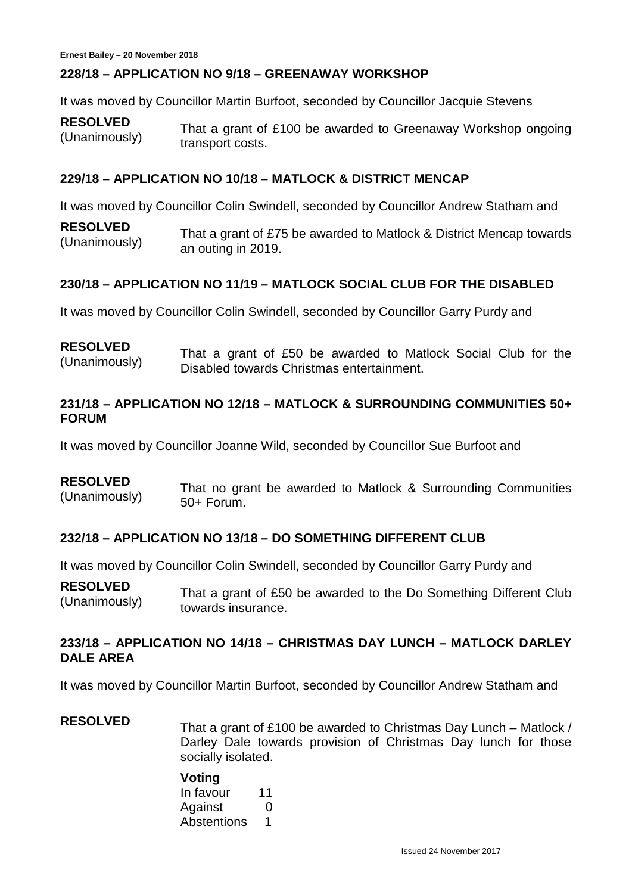## 228/18 – APPLICATION NO 9/18 – GREENAWAY WORKSHOP

It was moved by Councillor Martin Burfoot, seconded by Councillor Jacquie Stevens

**RESOLVED** (Unanimously) That a grant of £100 be awarded to Greenaway Workshop ongoing transport costs.

## 229/18 – APPLICATION NO 10/18 – MATLOCK & DISTRICT MENCAP

It was moved by Councillor Colin Swindell, seconded by Councillor Andrew Statham and

**RESOLVED** (Unanimously) That a grant of £75 be awarded to Matlock & District Mencap towards an outing in 2019.

## 230/18 – APPLICATION NO 11/19 – MATLOCK SOCIAL CLUB FOR THE DISABLED

It was moved by Councillor Colin Swindell, seconded by Councillor Garry Purdy and

**RESOLVED** (Unanimously) That a grant of £50 be awarded to Matlock Social Club for the Disabled towards Christmas entertainment.

## 231/18 – APPLICATION NO 12/18 – MATLOCK & SURROUNDING COMMUNITIES 50+ FORUM

It was moved by Councillor Joanne Wild, seconded by Councillor Sue Burfoot and

**RESOLVED** (Unanimously) That no grant be awarded to Matlock & Surrounding Communities 50+ Forum.

## 232/18 – APPLICATION NO 13/18 – DO SOMETHING DIFFERENT CLUB

It was moved by Councillor Colin Swindell, seconded by Councillor Garry Purdy and

**RESOLVED** (Unanimously) That a grant of £50 be awarded to the Do Something Different Club towards insurance.

## 233/18 – APPLICATION NO 14/18 – CHRISTMAS DAY LUNCH – MATLOCK DARLEY DALE AREA

It was moved by Councillor Martin Burfoot, seconded by Councillor Andrew Statham and

**RESOLVED** That a grant of £100 be awarded to Christmas Day Lunch – Matlock / Darley Dale towards provision of Christmas Day lunch for those socially isolated.

**Voting**

| | |
|---|---|
| In favour | 11 |
| Against | 0 |
| Abstentions | 1 |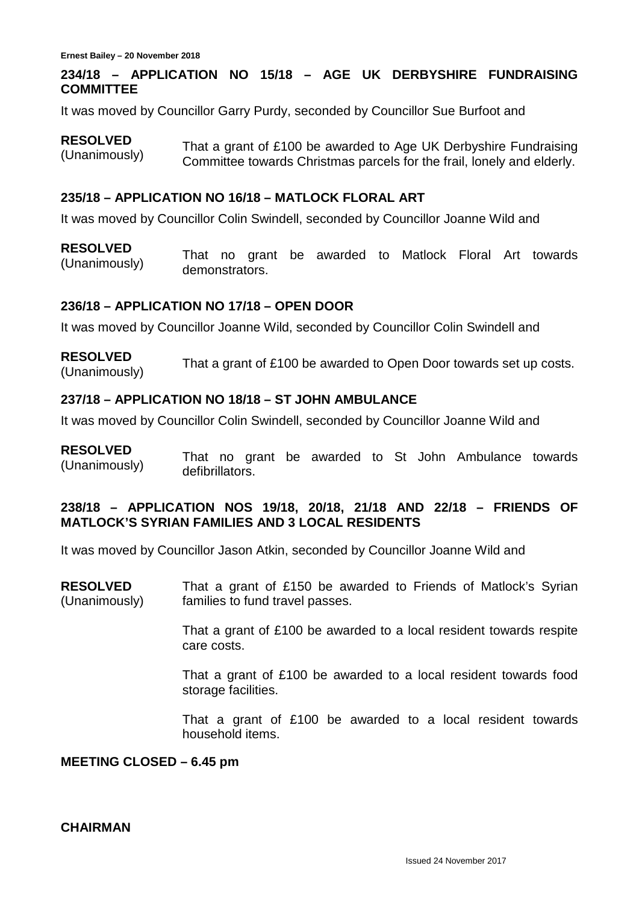## 234/18 – APPLICATION NO 15/18 – AGE UK DERBYSHIRE FUNDRAISING COMMITTEE

It was moved by Councillor Garry Purdy, seconded by Councillor Sue Burfoot and

**RESOLVED** (Unanimously)

That a grant of £100 be awarded to Age UK Derbyshire Fundraising Committee towards Christmas parcels for the frail, lonely and elderly.

## 235/18 – APPLICATION NO 16/18 – MATLOCK FLORAL ART

It was moved by Councillor Colin Swindell, seconded by Councillor Joanne Wild and

**RESOLVED** (Unanimously)

That no grant be awarded to Matlock Floral Art towards demonstrators.

## 236/18 – APPLICATION NO 17/18 – OPEN DOOR

It was moved by Councillor Joanne Wild, seconded by Councillor Colin Swindell and

**RESOLVED** (Unanimously)

That a grant of £100 be awarded to Open Door towards set up costs.

## 237/18 – APPLICATION NO 18/18 – ST JOHN AMBULANCE

It was moved by Councillor Colin Swindell, seconded by Councillor Joanne Wild and

**RESOLVED** (Unanimously)

That no grant be awarded to St John Ambulance towards defibrillators.

## 238/18 – APPLICATION NOS 19/18, 20/18, 21/18 AND 22/18 – FRIENDS OF MATLOCK'S SYRIAN FAMILIES AND 3 LOCAL RESIDENTS

It was moved by Councillor Jason Atkin, seconded by Councillor Joanne Wild and

**RESOLVED** (Unanimously)

That a grant of £150 be awarded to Friends of Matlock's Syrian families to fund travel passes.

That a grant of £100 be awarded to a local resident towards respite care costs.

That a grant of £100 be awarded to a local resident towards food storage facilities.

That a grant of £100 be awarded to a local resident towards household items.

**MEETING CLOSED – 6.45 pm**

**CHAIRMAN**